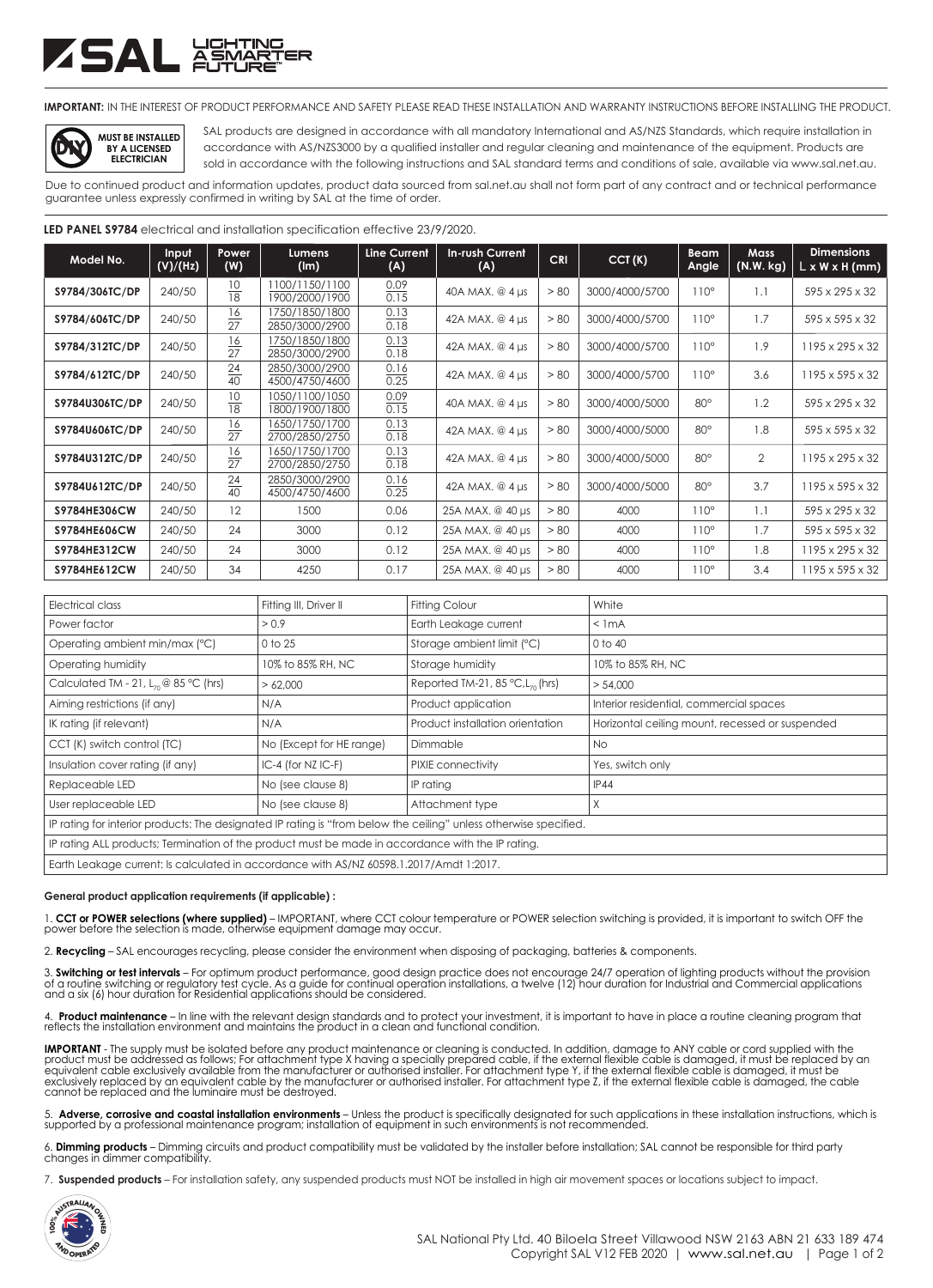**IMPORTANT:** IN THE INTEREST OF PRODUCT PERFORMANCE AND SAFETY PLEASE READ THESE INSTALLATION AND WARRANTY INSTRUCTIONS BEFORE INSTALLING THE PRODUCT.

**MUST BE INSTALLED BY A LICENSED ELECTRICIAN**

SAL products are designed in accordance with all mandatory International and AS/NZS Standards, which require installation in accordance with AS/NZS3000 by a qualified installer and regular cleaning and maintenance of the equipment. Products are sold in accordance with the following instructions and SAL standard terms and conditions of sale, available via www.sal.net.au.

Due to continued product and information updates, product data sourced from sal.net.au shall not form part of any contract and or technical performance guarantee unless expressly confirmed in writing by SAL at the time of order.

**LED PANEL S9784** electrical and installation specification effective 23/9/2020.

| Model No. | Input (V)/(Hz) | Power (W) | Lumens (lm) | Line Current (A) | In-rush Current (A) | CRI | CCT (K) | Beam Angle | Mass (N.W. kg) | Dimensions L x W x H (mm) |
|---|---|---|---|---|---|---|---|---|---|---|
| S9784/306TC/DP | 240/50 | 10 / 18 | 1100/1150/1100 / 1900/2000/1900 | 0.09 / 0.15 | 40A MAX. @ 4 µs | > 80 | 3000/4000/5700 | 110° | 1.1 | 595 x 295 x 32 |
| S9784/606TC/DP | 240/50 | 16 / 27 | 1750/1850/1800 / 2850/3000/2900 | 0.13 / 0.18 | 42A MAX. @ 4 µs | > 80 | 3000/4000/5700 | 110° | 1.7 | 595 x 595 x 32 |
| S9784/312TC/DP | 240/50 | 16 / 27 | 1750/1850/1800 / 2850/3000/2900 | 0.13 / 0.18 | 42A MAX. @ 4 µs | > 80 | 3000/4000/5700 | 110° | 1.9 | 1195 x 295 x 32 |
| S9784/612TC/DP | 240/50 | 24 / 40 | 2850/3000/2900 / 4500/4750/4600 | 0.16 / 0.25 | 42A MAX. @ 4 µs | > 80 | 3000/4000/5700 | 110° | 3.6 | 1195 x 595 x 32 |
| S9784U306TC/DP | 240/50 | 10 / 18 | 1050/1100/1050 / 1800/1900/1800 | 0.09 / 0.15 | 40A MAX. @ 4 µs | > 80 | 3000/4000/5000 | 80° | 1.2 | 595 x 295 x 32 |
| S9784U606TC/DP | 240/50 | 16 / 27 | 1650/1750/1700 / 2700/2850/2750 | 0.13 / 0.18 | 42A MAX. @ 4 µs | > 80 | 3000/4000/5000 | 80° | 1.8 | 595 x 595 x 32 |
| S9784U312TC/DP | 240/50 | 16 / 27 | 1650/1750/1700 / 2700/2850/2750 | 0.13 / 0.18 | 42A MAX. @ 4 µs | > 80 | 3000/4000/5000 | 80° | 2 | 1195 x 295 x 32 |
| S9784U612TC/DP | 240/50 | 24 / 40 | 2850/3000/2900 / 4500/4750/4600 | 0.16 / 0.25 | 42A MAX. @ 4 µs | > 80 | 3000/4000/5000 | 80° | 3.7 | 1195 x 595 x 32 |
| S9784HE306CW | 240/50 | 12 | 1500 | 0.06 | 25A MAX. @ 40 µs | > 80 | 4000 | 110° | 1.1 | 595 x 295 x 32 |
| S9784HE606CW | 240/50 | 24 | 3000 | 0.12 | 25A MAX. @ 40 µs | > 80 | 4000 | 110° | 1.7 | 595 x 595 x 32 |
| S9784HE312CW | 240/50 | 24 | 3000 | 0.12 | 25A MAX. @ 40 µs | > 80 | 4000 | 110° | 1.8 | 1195 x 295 x 32 |
| S9784HE612CW | 240/50 | 34 | 4250 | 0.17 | 25A MAX. @ 40 µs | > 80 | 4000 | 110° | 3.4 | 1195 x 595 x 32 |

| Electrical class | Fitting III, Driver II | Fitting Colour | White |
|---|---|---|---|
| Power factor | > 0.9 | Earth Leakage current | < 1mA |
| Operating ambient min/max (°C) | 0 to 25 | Storage ambient limit (°C) | 0 to 40 |
| Operating humidity | 10% to 85% RH, NC | Storage humidity | 10% to 85% RH, NC |
| Calculated TM - 21, $L_{70}$ @ 85 °C (hrs) | > 62,000 | Reported TM-21, 85 °C, $L_{70}$ (hrs) | > 54,000 |
| Aiming restrictions (if any) | N/A | Product application | Interior residential, commercial spaces |
| IK rating (if relevant) | N/A | Product installation orientation | Horizontal ceiling mount, recessed or suspended |
| CCT (K) switch control (TC) | No (Except for HE range) | Dimmable | No |
| Insulation cover rating (if any) | IC-4 (for NZ IC-F) | PIXIE connectivity | Yes, switch only |
| Replaceable LED | No (see clause 8) | IP rating | IP44 |
| User replaceable LED | No (see clause 8) | Attachment type | X |
| IP rating for interior products: The designated IP rating is "from below the ceiling" unless otherwise specified. | | | |
| IP rating ALL products; Termination of the product must be made in accordance with the IP rating. | | | |
| Earth Leakage current: Is calculated in accordance with AS/NZ 60598.1.2017/Amdt 1:2017. | | | |

**General product application requirements (if applicable) :**

1. **CCT or POWER selections (where supplied)** – IMPORTANT, where CCT colour temperature or POWER selection switching is provided, it is important to switch OFF the power before the selection is made, otherwise equipment damage may occur.

2. **Recycling** – SAL encourages recycling, please consider the environment when disposing of packaging, batteries & components.

3. **Switching or test intervals** – For optimum product performance, good design practice does not encourage 24/7 operation of lighting products without the provision of a routine switching or regulatory test cycle. As a guide for continual operation installations, a twelve (12) hour duration for Industrial and Commercial applications and a six (6) hour duration for Residential applications should be considered.

4. **Product maintenance** – In line with the relevant design standards and to protect your investment, it is important to have in place a routine cleaning program that reflects the installation environment and maintains the product in a clean and functional condition.

**IMPORTANT** - The supply must be isolated before any product maintenance or cleaning is conducted. In addition, damage to ANY cable or cord supplied with the product must be addressed as follows; For attachment type X having a specially prepared cable, if the external flexible cable is damaged, it must be replaced by an equivalent cable exclusively available from the manufacturer or authorised installer. For attachment type Y, if the external flexible cable is damaged, it must be exclusively replaced by an equivalent cable by the manufacturer or authorised installer. For attachment type Z, if the external flexible cable is damaged, the cable cannot be replaced and the luminaire must be destroyed.

5. **Adverse, corrosive and coastal installation environments** – Unless the product is specifically designated for such applications in these installation instructions, which is supported by a professional maintenance program; installation of equipment in such environments is not recommended.

6. **Dimming products** – Dimming circuits and product compatibility must be validated by the installer before installation; SAL cannot be responsible for third party changes in dimmer compatibility.

7. **Suspended products** – For installation safety, any suspended products must NOT be installed in high air movement spaces or locations subject to impact.

SAL National Pty Ltd. 40 Biloela Street Villawood NSW 2163 ABN 21 633 189 474
Copyright SAL V12 FEB 2020 | www.sal.net.au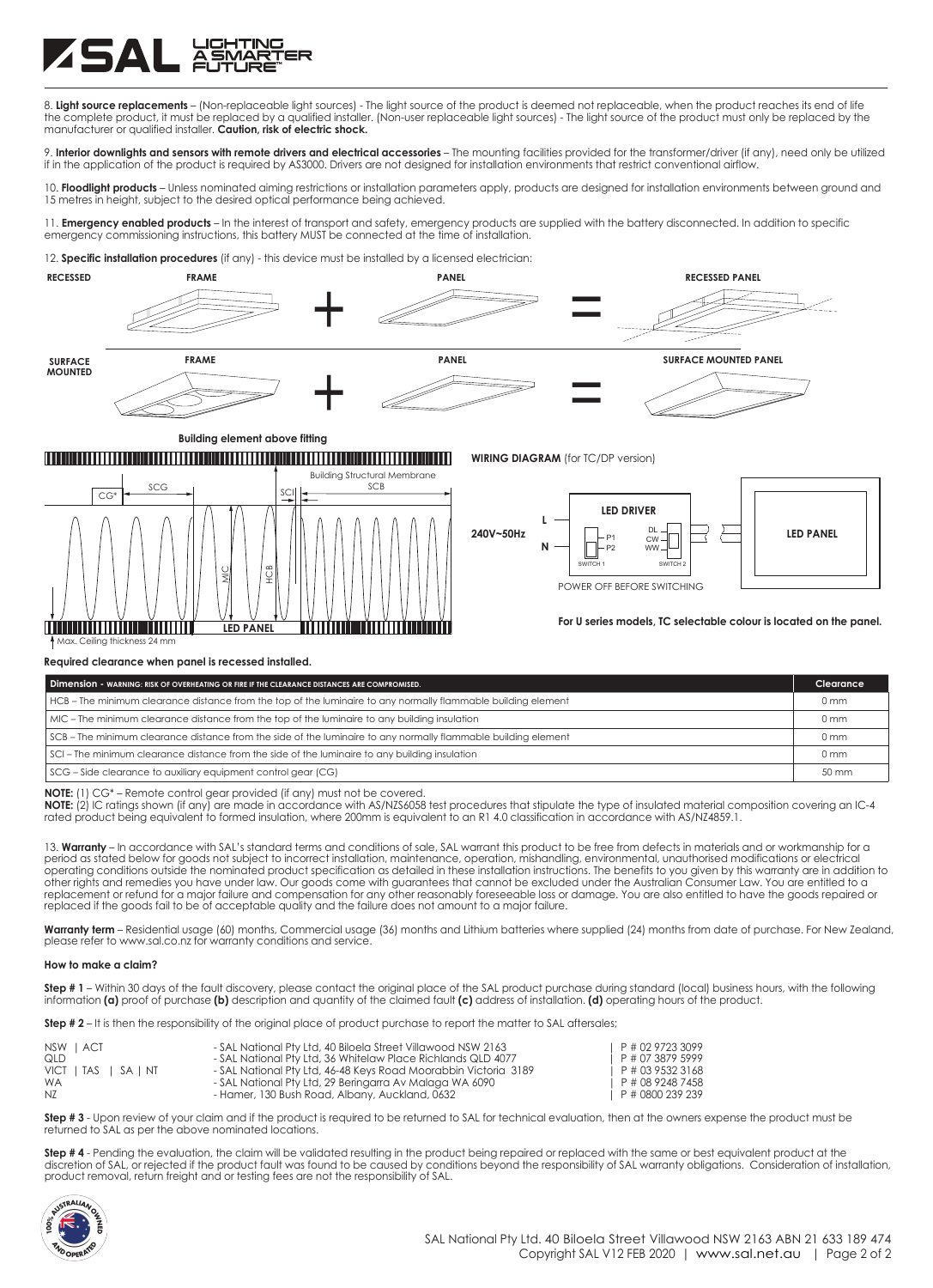8. **Light source replacements** – (Non-replaceable light sources) - The light source of the product is deemed not replaceable, when the product reaches its end of life the complete product, it must be replaced by a qualified installer. (Non-user replaceable light sources) - The light source of the product must only be replaced by the manufacturer or qualified installer. **Caution, risk of electric shock.**

9. **Interior downlights and sensors with remote drivers and electrical accessories** – The mounting facilities provided for the transformer/driver (if any), need only be utilized if in the application of the product is required by AS3000. Drivers are not designed for installation environments that restrict conventional airflow.

10. **Floodlight products** – Unless nominated aiming restrictions or installation parameters apply, products are designed for installation environments between ground and 15 metres in height, subject to the desired optical performance being achieved.

11. **Emergency enabled products** – In the interest of transport and safety, emergency products are supplied with the battery disconnected. In addition to specific emergency commissioning instructions, this battery MUST be connected at the time of installation.

12. **Specific installation procedures** (if any) - this device must be installed by a licensed electrician:

RECESSED FRAME + PANEL = RECESSED PANEL

SURFACE MOUNTED FRAME + PANEL = SURFACE MOUNTED PANEL

Building element above fitting

Building Structural Membrane

CG* SCG SCI SCB MIC HCB LED PANEL

Max. Ceiling thickness 24 mm

**WIRING DIAGRAM** (for TC/DP version)

240V~50Hz L N LED DRIVER P1 P2 SWITCH 1 DL CW WW SWITCH 2 LED PANEL

POWER OFF BEFORE SWITCHING

**For U series models, TC selectable colour is located on the panel.**

**Required clearance when panel is recessed installed.**

| Dimension - WARNING: RISK OF OVERHEATING OR FIRE IF THE CLEARANCE DISTANCES ARE COMPROMISED. | Clearance |
|---|---|
| HCB – The minimum clearance distance from the top of the luminaire to any normally flammable building element | 0 mm |
| MIC – The minimum clearance distance from the top of the luminaire to any building insulation | 0 mm |
| SCB – The minimum clearance distance from the side of the luminaire to any normally flammable building element | 0 mm |
| SCI – The minimum clearance distance from the side of the luminaire to any building insulation | 0 mm |
| SCG – Side clearance to auxiliary equipment control gear (CG) | 50 mm |

**NOTE:** (1) CG* – Remote control gear provided (if any) must not be covered.
**NOTE:** (2) IC ratings shown (if any) are made in accordance with AS/NZS6058 test procedures that stipulate the type of insulated material composition covering an IC-4 rated product being equivalent to formed insulation, where 200mm is equivalent to an R1 4.0 classification in accordance with AS/NZ4859.1.

13. **Warranty** – In accordance with SAL's standard terms and conditions of sale, SAL warrant this product to be free from defects in materials and or workmanship for a period as stated below for goods not subject to incorrect installation, maintenance, operation, mishandling, environmental, unauthorised modifications or electrical operating conditions outside the nominated product specification as detailed in these installation instructions. The benefits to you given by this warranty are in addition to other rights and remedies you have under law. Our goods come with guarantees that cannot be excluded under the Australian Consumer Law. You are entitled to a replacement or refund for a major failure and compensation for any other reasonably foreseeable loss or damage. You are also entitled to have the goods repaired or replaced if the goods fail to be of acceptable quality and the failure does not amount to a major failure.

**Warranty term** – Residential usage (60) months, Commercial usage (36) months and Lithium batteries where supplied (24) months from date of purchase. For New Zealand, please refer to www.sal.co.nz for warranty conditions and service.

**How to make a claim?**

**Step # 1** – Within 30 days of the fault discovery, please contact the original place of the SAL product purchase during standard (local) business hours, with the following information **(a)** proof of purchase **(b)** description and quantity of the claimed fault **(c)** address of installation. **(d)** operating hours of the product.

**Step # 2** – It is then the responsibility of the original place of product purchase to report the matter to SAL aftersales;

| | | |
|---|---|---|
| NSW \| ACT | - SAL National Pty Ltd, 40 Biloela Street Villawood NSW 2163 | P # 02 9723 3099 |
| QLD | - SAL National Pty Ltd, 36 Whitelaw Place Richlands QLD 4077 | P # 07 3879 5999 |
| VICT \| TAS \| SA \| NT | - SAL National Pty Ltd, 46-48 Keys Road Moorabbin Victoria 3189 | P # 03 9532 3168 |
| WA | - SAL National Pty Ltd, 29 Beringarra Av Malaga WA 6090 | P # 08 9248 7458 |
| NZ | - Hamer, 130 Bush Road, Albany, Auckland, 0632 | P # 0800 239 239 |

**Step # 3** - Upon review of your claim and if the product is required to be returned to SAL for technical evaluation, then at the owners expense the product must be returned to SAL as per the above nominated locations.

**Step # 4** - Pending the evaluation, the claim will be validated resulting in the product being repaired or replaced with the same or best equivalent product at the discretion of SAL, or rejected if the product fault was found to be caused by conditions beyond the responsibility of SAL warranty obligations. Consideration of installation, product removal, return freight and or testing fees are not the responsibility of SAL.

SAL National Pty Ltd. 40 Biloela Street Villawood NSW 2163 ABN 21 633 189 474
Copyright SAL V12 FEB 2020 | www.sal.net.au